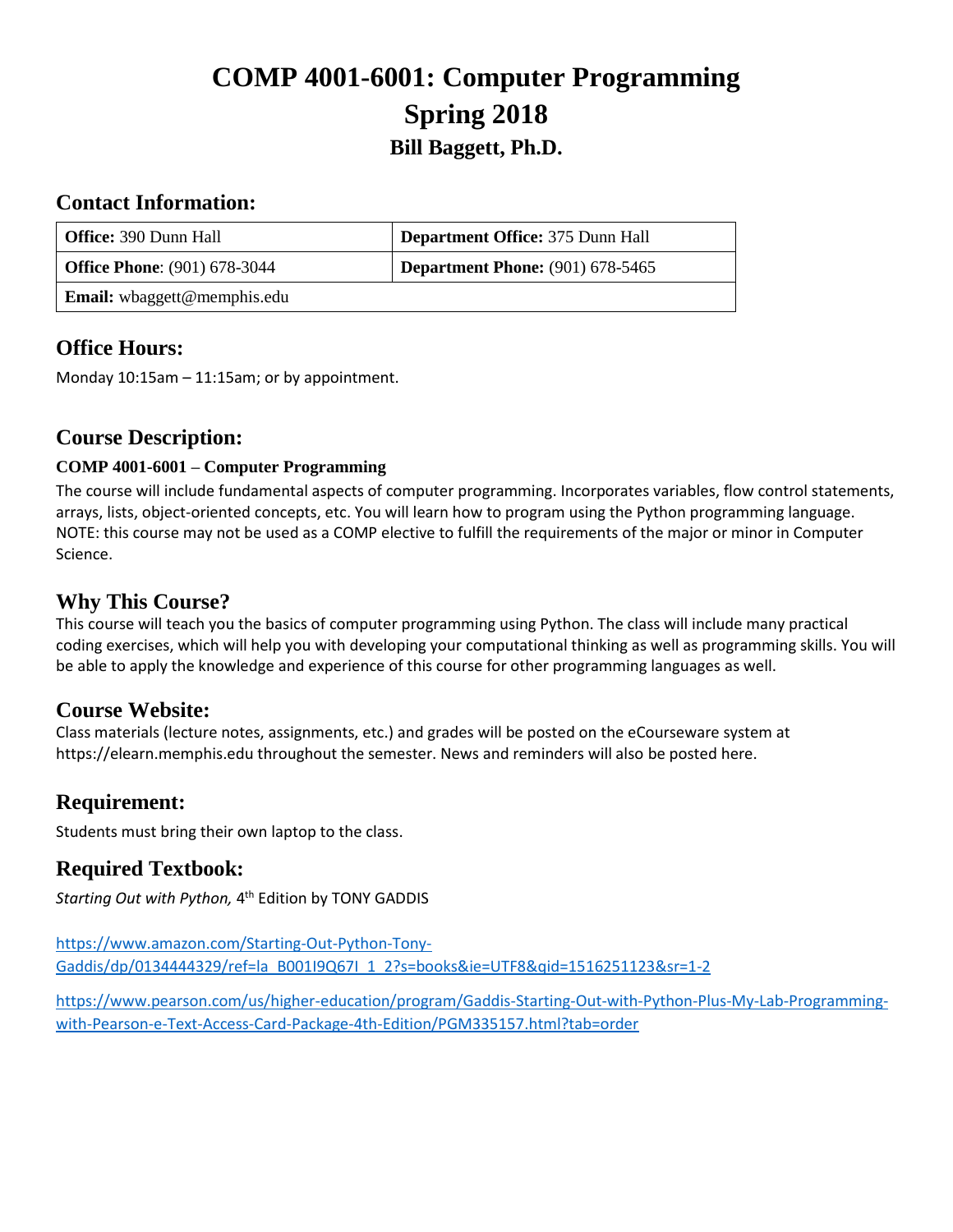# COMP 4001-6001: Computer Programming
# Spring 2018
### Bill Baggett, Ph.D.

## Contact Information:

| **Office:** 390 Dunn Hall | **Department Office:** 375 Dunn Hall |
|---|---|
| **Office Phone**: (901) 678-3044 | **Department Phone:** (901) 678-5465 |
| **Email:** wbaggett@memphis.edu | |

## Office Hours:

Monday 10:15am – 11:15am; or by appointment.

## Course Description:

**COMP 4001-6001 – Computer Programming**

The course will include fundamental aspects of computer programming. Incorporates variables, flow control statements, arrays, lists, object-oriented concepts, etc. You will learn how to program using the Python programming language. NOTE: this course may not be used as a COMP elective to fulfill the requirements of the major or minor in Computer Science.

## Why This Course?

This course will teach you the basics of computer programming using Python. The class will include many practical coding exercises, which will help you with developing your computational thinking as well as programming skills. You will be able to apply the knowledge and experience of this course for other programming languages as well.

## Course Website:

Class materials (lecture notes, assignments, etc.) and grades will be posted on the eCourseware system at https://elearn.memphis.edu throughout the semester. News and reminders will also be posted here.

## Requirement:

Students must bring their own laptop to the class.

## Required Textbook:

*Starting Out with Python,* 4th Edition by TONY GADDIS

https://www.amazon.com/Starting-Out-Python-Tony-Gaddis/dp/0134444329/ref=la_B001I9Q67I_1_2?s=books&ie=UTF8&qid=1516251123&sr=1-2

https://www.pearson.com/us/higher-education/program/Gaddis-Starting-Out-with-Python-Plus-My-Lab-Programming-with-Pearson-e-Text-Access-Card-Package-4th-Edition/PGM335157.html?tab=order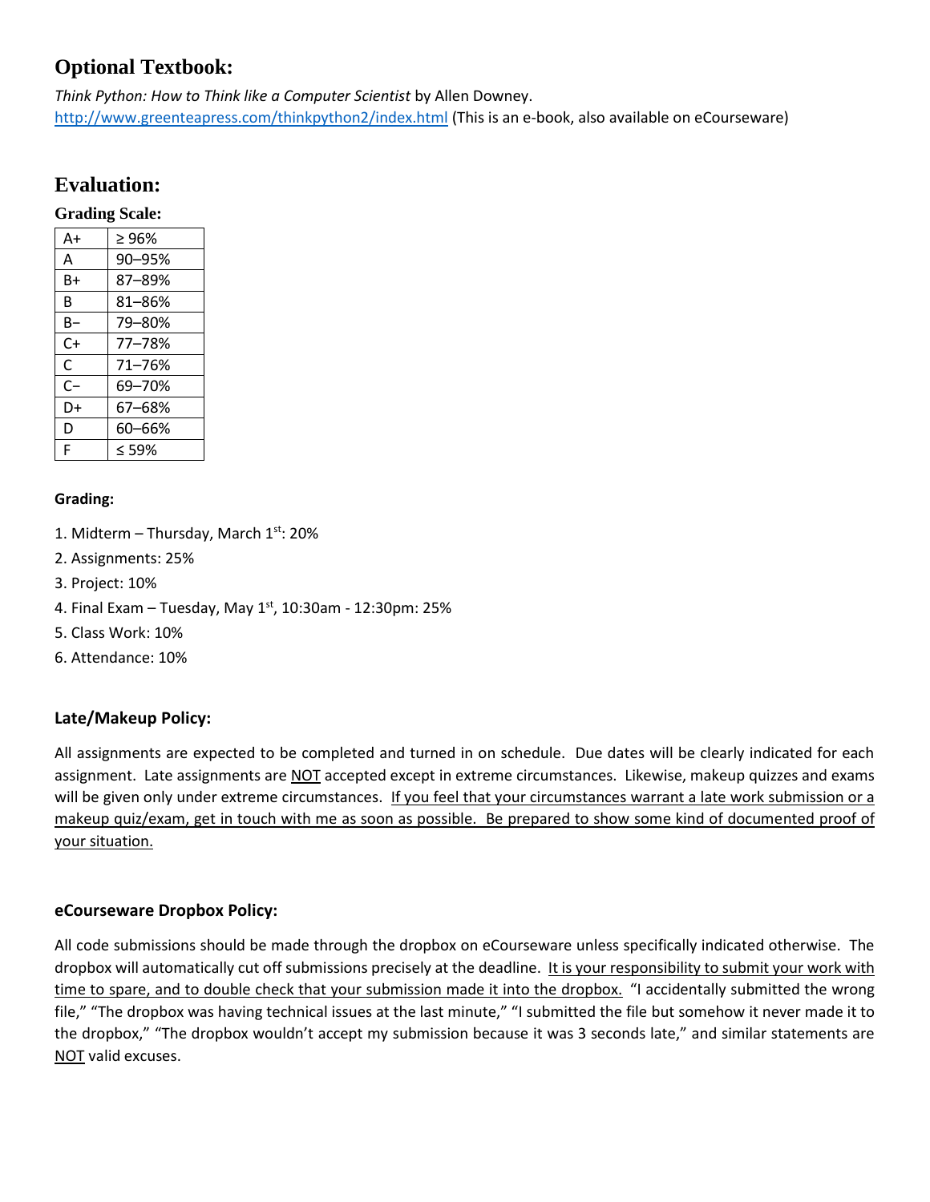## Optional Textbook:

*Think Python: How to Think like a Computer Scientist* by Allen Downey.
http://www.greenteapress.com/thinkpython2/index.html (This is an e-book, also available on eCourseware)

## Evaluation:

### Grading Scale:

| | |
|---|---|
| A+ | ≥ 96% |
| A | 90–95% |
| B+ | 87–89% |
| B | 81–86% |
| B− | 79–80% |
| C+ | 77–78% |
| C | 71–76% |
| C− | 69–70% |
| D+ | 67–68% |
| D | 60–66% |
| F | ≤ 59% |

**Grading:**

1. Midterm – Thursday, March 1st: 20%
2. Assignments: 25%
3. Project: 10%
4. Final Exam – Tuesday, May 1st, 10:30am - 12:30pm: 25%
5. Class Work: 10%
6. Attendance: 10%

### Late/Makeup Policy:

All assignments are expected to be completed and turned in on schedule. Due dates will be clearly indicated for each assignment. Late assignments are NOT accepted except in extreme circumstances. Likewise, makeup quizzes and exams will be given only under extreme circumstances. If you feel that your circumstances warrant a late work submission or a makeup quiz/exam, get in touch with me as soon as possible. Be prepared to show some kind of documented proof of your situation.

### eCourseware Dropbox Policy:

All code submissions should be made through the dropbox on eCourseware unless specifically indicated otherwise. The dropbox will automatically cut off submissions precisely at the deadline. It is your responsibility to submit your work with time to spare, and to double check that your submission made it into the dropbox. "I accidentally submitted the wrong file," "The dropbox was having technical issues at the last minute," "I submitted the file but somehow it never made it to the dropbox," "The dropbox wouldn't accept my submission because it was 3 seconds late," and similar statements are NOT valid excuses.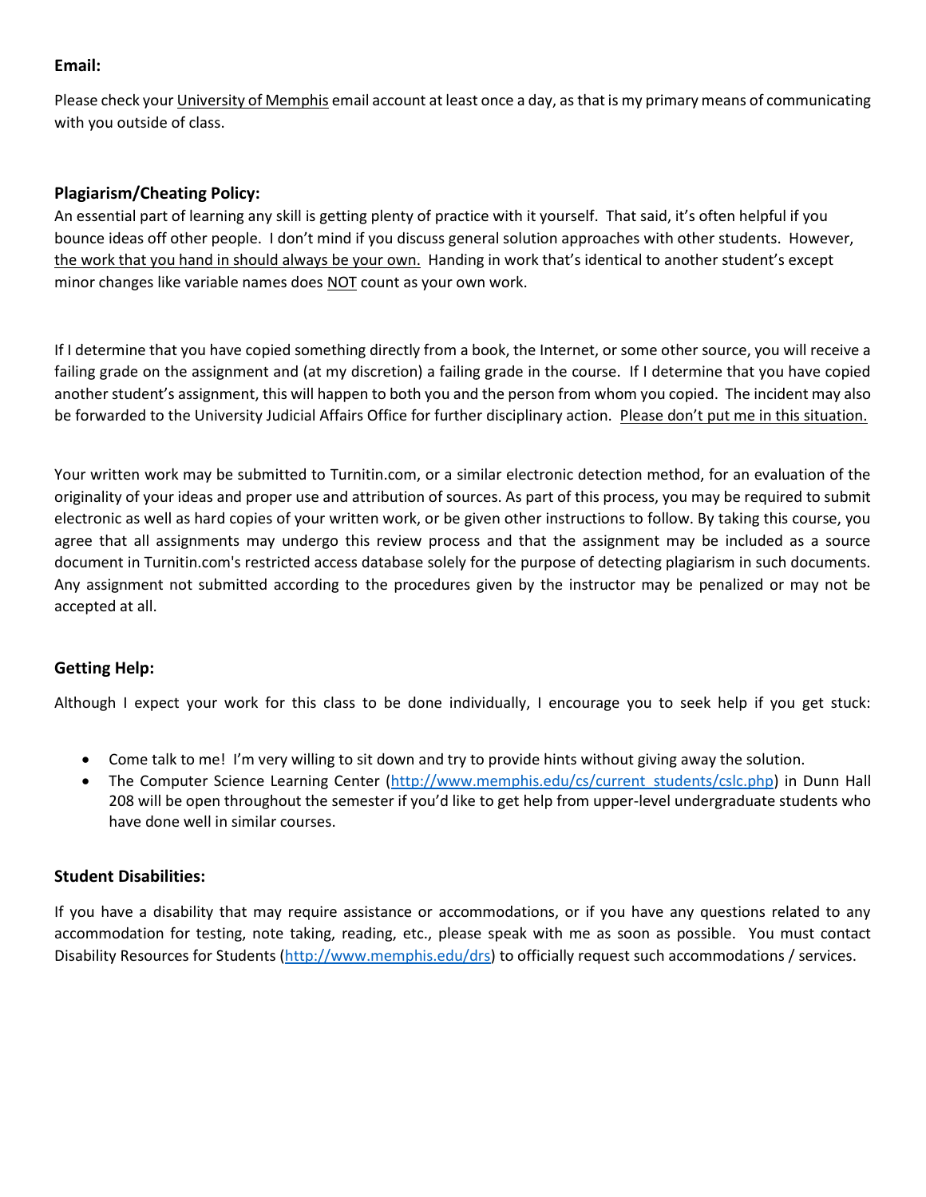**Email:**

Please check your University of Memphis email account at least once a day, as that is my primary means of communicating with you outside of class.

**Plagiarism/Cheating Policy:**

An essential part of learning any skill is getting plenty of practice with it yourself. That said, it's often helpful if you bounce ideas off other people. I don't mind if you discuss general solution approaches with other students. However, the work that you hand in should always be your own. Handing in work that's identical to another student's except minor changes like variable names does NOT count as your own work.

If I determine that you have copied something directly from a book, the Internet, or some other source, you will receive a failing grade on the assignment and (at my discretion) a failing grade in the course. If I determine that you have copied another student's assignment, this will happen to both you and the person from whom you copied. The incident may also be forwarded to the University Judicial Affairs Office for further disciplinary action. Please don't put me in this situation.

Your written work may be submitted to Turnitin.com, or a similar electronic detection method, for an evaluation of the originality of your ideas and proper use and attribution of sources. As part of this process, you may be required to submit electronic as well as hard copies of your written work, or be given other instructions to follow. By taking this course, you agree that all assignments may undergo this review process and that the assignment may be included as a source document in Turnitin.com's restricted access database solely for the purpose of detecting plagiarism in such documents. Any assignment not submitted according to the procedures given by the instructor may be penalized or may not be accepted at all.

**Getting Help:**

Although I expect your work for this class to be done individually, I encourage you to seek help if you get stuck:

- Come talk to me! I'm very willing to sit down and try to provide hints without giving away the solution.
- The Computer Science Learning Center (http://www.memphis.edu/cs/current_students/cslc.php) in Dunn Hall 208 will be open throughout the semester if you'd like to get help from upper-level undergraduate students who have done well in similar courses.

**Student Disabilities:**

If you have a disability that may require assistance or accommodations, or if you have any questions related to any accommodation for testing, note taking, reading, etc., please speak with me as soon as possible. You must contact Disability Resources for Students (http://www.memphis.edu/drs) to officially request such accommodations / services.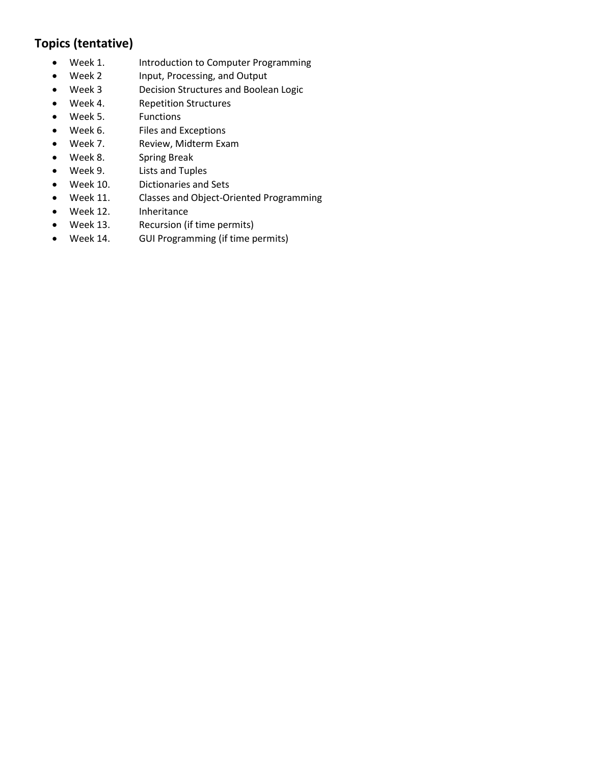## Topics (tentative)

- Week 1. Introduction to Computer Programming
- Week 2 Input, Processing, and Output
- Week 3 Decision Structures and Boolean Logic
- Week 4. Repetition Structures
- Week 5. Functions
- Week 6. Files and Exceptions
- Week 7. Review, Midterm Exam
- Week 8. Spring Break
- Week 9. Lists and Tuples
- Week 10. Dictionaries and Sets
- Week 11. Classes and Object-Oriented Programming
- Week 12. Inheritance
- Week 13. Recursion (if time permits)
- Week 14. GUI Programming (if time permits)